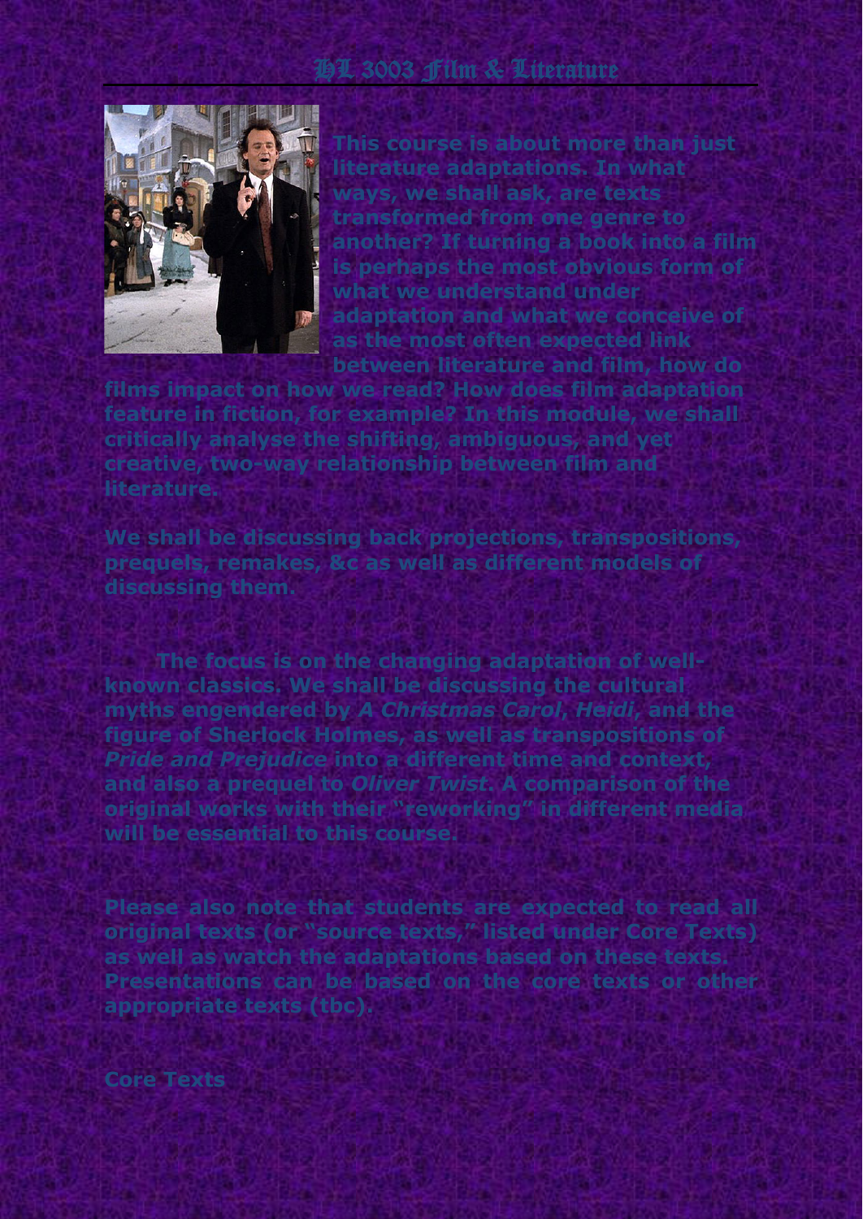# HL 3003 Film & Literature

**This course is about more than just literature adaptations. In what ways, we shall ask, are texts transformed from one genre to another? If turning a book into a film is perhaps the most obvious form of what we understand under adaptation and what we conceive of as the most often expected link between literature and film, how do films impact on how we read? How does film adaptation feature in fiction, for example? In this module, we shall critically analyse the shifting, ambiguous, and yet creative, two-way relationship between film and literature.**

**We shall be discussing back projections, transpositions, prequels, remakes, &c as well as different models of discussing them.**

**The focus is on the changing adaptation of well-known classics. We shall be discussing the cultural myths engendered by *A Christmas Carol*, *Heidi*, and the figure of Sherlock Holmes, as well as transpositions of *Pride and Prejudice* into a different time and context, and also a prequel to *Oliver Twist*. A comparison of the original works with their "reworking" in different media will be essential to this course.**

**Please also note that students are expected to read all original texts (or "source texts," listed under Core Texts) as well as watch the adaptations based on these texts. Presentations can be based on the core texts or other appropriate texts (tbc).**

**Core Texts**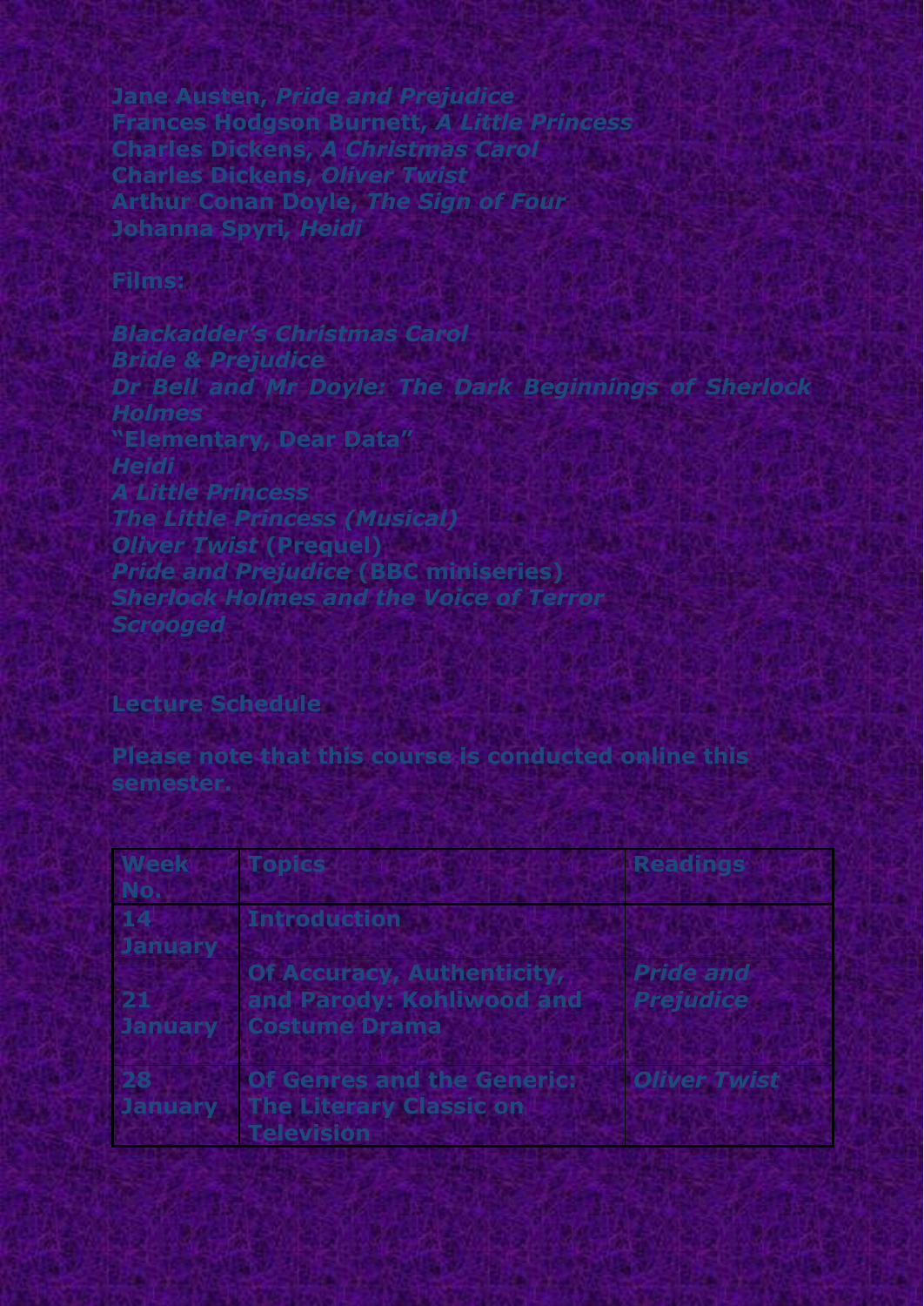Jane Austen, *Pride and Prejudice*
Frances Hodgson Burnett, *A Little Princess*
Charles Dickens, *A Christmas Carol*
Charles Dickens, *Oliver Twist*
Arthur Conan Doyle, *The Sign of Four*
Johanna Spyri, *Heidi*

**Films:**

*Blackadder's Christmas Carol*
*Bride & Prejudice*
*Dr Bell and Mr Doyle: The Dark Beginnings of Sherlock Holmes*
"Elementary, Dear Data"
*Heidi*
*A Little Princess*
*The Little Princess (Musical)*
*Oliver Twist* (Prequel)
*Pride and Prejudice* (BBC miniseries)
*Sherlock Holmes and the Voice of Terror*
*Scrooged*

## Lecture Schedule

**Please note that this course is conducted online this semester.**

| Week No. | Topics | Readings |
| --- | --- | --- |
| 14 January | Introduction | |
| 21 January | Of Accuracy, Authenticity, and Parody: Kohliwood and Costume Drama | *Pride and Prejudice* |
| 28 January | Of Genres and the Generic: The Literary Classic on Television | *Oliver Twist* |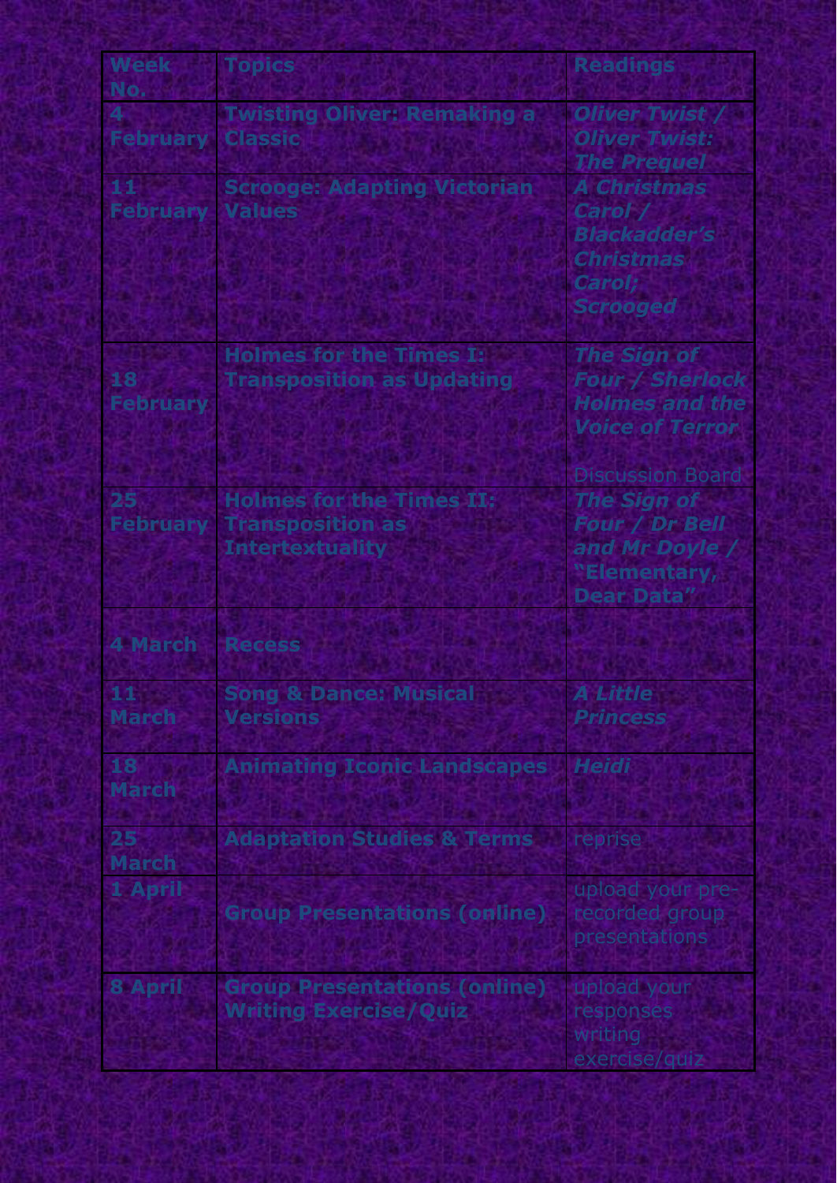| Week No. | Topics | Readings |
| --- | --- | --- |
| 4 February | Twisting Oliver: Remaking a Classic | *Oliver Twist / Oliver Twist: The Prequel* |
| 11 February | Scrooge: Adapting Victorian Values | *A Christmas Carol / Blackadder's Christmas Carol; Scrooged* |
| 18 February | Holmes for the Times I: Transposition as Updating | *The Sign of Four / Sherlock Holmes and the Voice of Terror* Discussion Board |
| 25 February | Holmes for the Times II: Transposition as Intertextuality | *The Sign of Four / Dr Bell and Mr Doyle / "Elementary, Dear Data"* |
| 4 March | Recess | |
| 11 March | Song & Dance: Musical Versions | *A Little Princess* |
| 18 March | Animating Iconic Landscapes | *Heidi* |
| 25 March | Adaptation Studies & Terms | reprise |
| 1 April | Group Presentations (online) | upload your pre-recorded group presentations |
| 8 April | Group Presentations (online) Writing Exercise/Quiz | upload your responses writing exercise/quiz |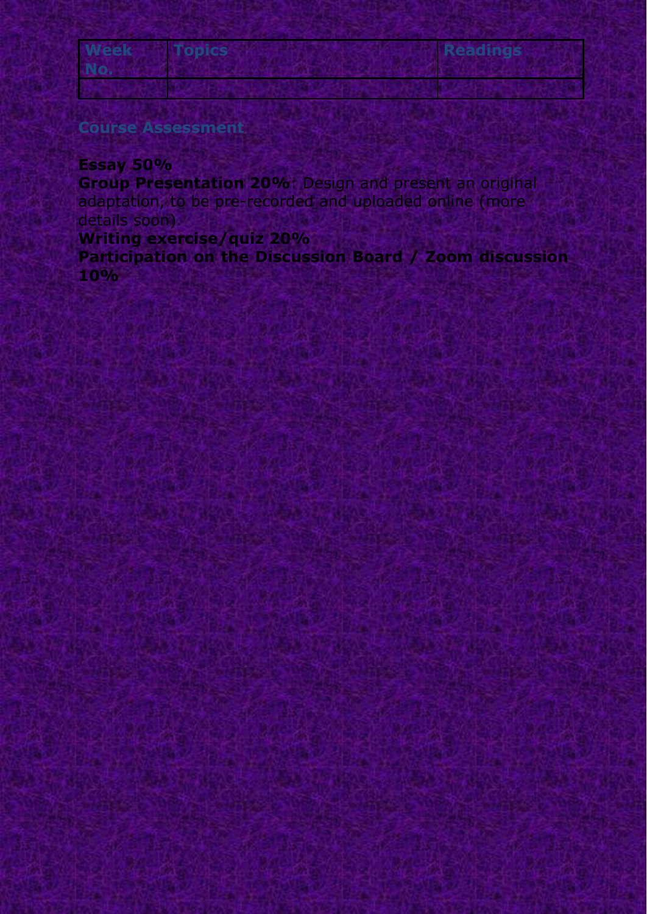| Week No. | Topics | Readings |
|---|---|---|
| | | |

## Course Assessment

**Essay 50%**
**Group Presentation 20%**: Design and present an original adaptation, to be pre-recorded and uploaded online (more details soon).
**Writing exercise/quiz 20%**
**Participation on the Discussion Board / Zoom discussion 10%**